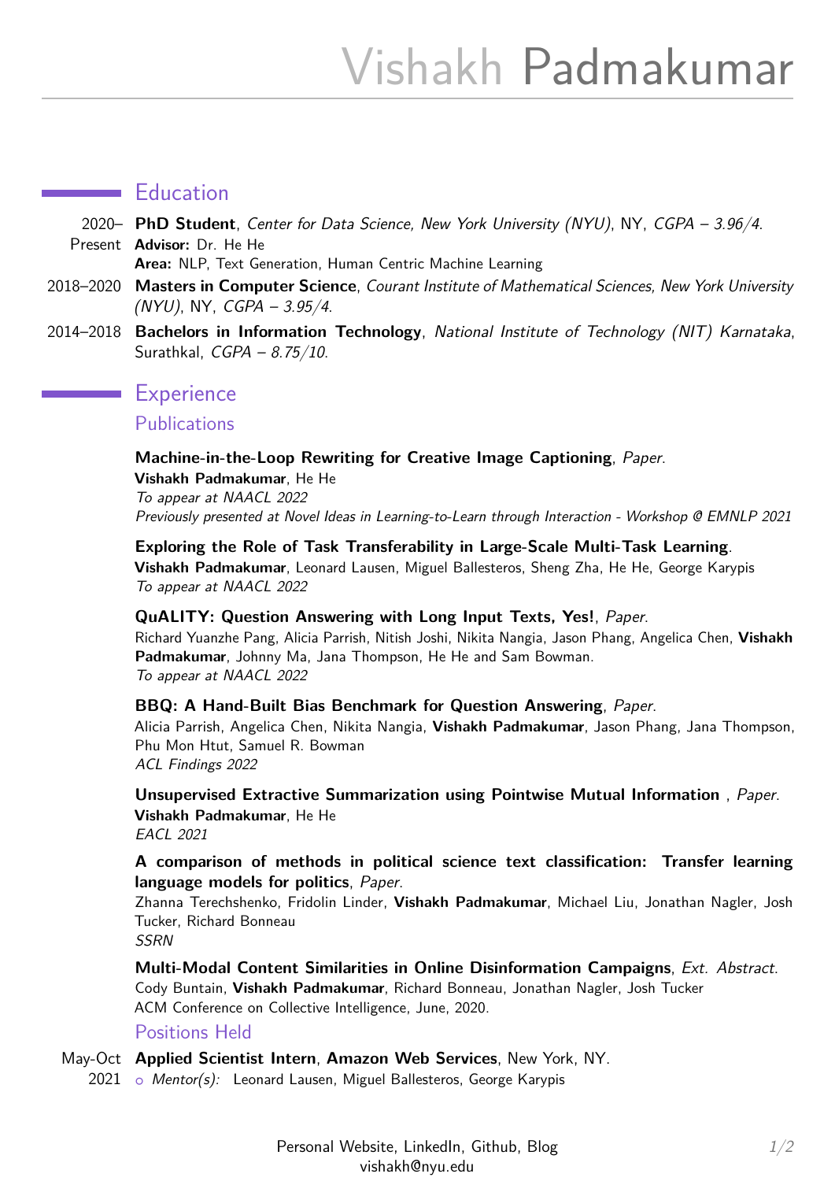# Vishakh Padmakumar

## Education

**2020–Present** **PhD Student**, *Center for Data Science, New York University (NYU)*, NY, *CGPA – 3.96/4*.
**Advisor:** Dr. He He
**Area:** NLP, Text Generation, Human Centric Machine Learning

**2018–2020** **Masters in Computer Science**, *Courant Institute of Mathematical Sciences, New York University (NYU)*, NY, *CGPA – 3.95/4*.

**2014–2018** **Bachelors in Information Technology**, *National Institute of Technology (NIT) Karnataka*, Surathkal, *CGPA – 8.75/10*.

## Experience

### Publications

**Machine-in-the-Loop Rewriting for Creative Image Captioning**, *Paper*.
**Vishakh Padmakumar**, He He
*To appear at NAACL 2022*
*Previously presented at Novel Ideas in Learning-to-Learn through Interaction - Workshop @ EMNLP 2021*

**Exploring the Role of Task Transferability in Large-Scale Multi-Task Learning**.
**Vishakh Padmakumar**, Leonard Lausen, Miguel Ballesteros, Sheng Zha, He He, George Karypis
*To appear at NAACL 2022*

**QuALITY: Question Answering with Long Input Texts, Yes!**, *Paper*.
Richard Yuanzhe Pang, Alicia Parrish, Nitish Joshi, Nikita Nangia, Jason Phang, Angelica Chen, **Vishakh Padmakumar**, Johnny Ma, Jana Thompson, He He and Sam Bowman.
*To appear at NAACL 2022*

**BBQ: A Hand-Built Bias Benchmark for Question Answering**, *Paper*.
Alicia Parrish, Angelica Chen, Nikita Nangia, **Vishakh Padmakumar**, Jason Phang, Jana Thompson, Phu Mon Htut, Samuel R. Bowman
*ACL Findings 2022*

**Unsupervised Extractive Summarization using Pointwise Mutual Information** , *Paper*.
**Vishakh Padmakumar**, He He
*EACL 2021*

**A comparison of methods in political science text classification: Transfer learning language models for politics**, *Paper*.
Zhanna Terechshenko, Fridolin Linder, **Vishakh Padmakumar**, Michael Liu, Jonathan Nagler, Josh Tucker, Richard Bonneau
*SSRN*

**Multi-Modal Content Similarities in Online Disinformation Campaigns**, *Ext. Abstract*.
Cody Buntain, **Vishakh Padmakumar**, Richard Bonneau, Jonathan Nagler, Josh Tucker
ACM Conference on Collective Intelligence, June, 2020.

### Positions Held

**May-Oct 2021** **Applied Scientist Intern**, **Amazon Web Services**, New York, NY.
- *Mentor(s):* Leonard Lausen, Miguel Ballesteros, George Karypis

Personal Website, LinkedIn, Github, Blog
vishakh@nyu.edu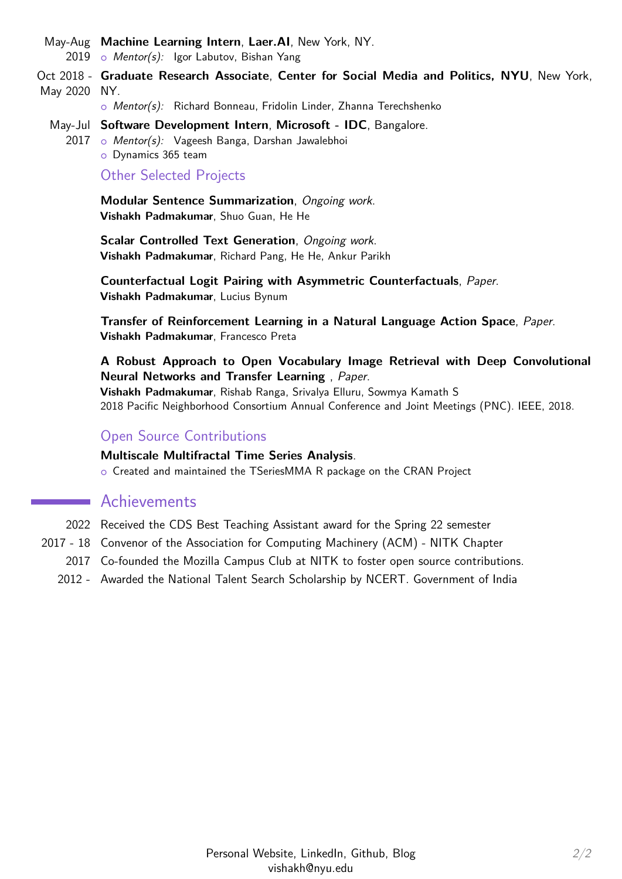May-Aug 2019 **Machine Learning Intern**, **Laer.AI**, New York, NY.
- *Mentor(s):* Igor Labutov, Bishan Yang

Oct 2018 - May 2020 **Graduate Research Associate**, **Center for Social Media and Politics, NYU**, New York, NY.
- *Mentor(s):* Richard Bonneau, Fridolin Linder, Zhanna Terechshenko

May-Jul 2017 **Software Development Intern**, **Microsoft - IDC**, Bangalore.
- *Mentor(s):* Vageesh Banga, Darshan Jawalebhoi
- Dynamics 365 team

## Other Selected Projects

**Modular Sentence Summarization**, *Ongoing work.*
**Vishakh Padmakumar**, Shuo Guan, He He

**Scalar Controlled Text Generation**, *Ongoing work.*
**Vishakh Padmakumar**, Richard Pang, He He, Ankur Parikh

**Counterfactual Logit Pairing with Asymmetric Counterfactuals**, *Paper.*
**Vishakh Padmakumar**, Lucius Bynum

**Transfer of Reinforcement Learning in a Natural Language Action Space**, *Paper.*
**Vishakh Padmakumar**, Francesco Preta

**A Robust Approach to Open Vocabulary Image Retrieval with Deep Convolutional Neural Networks and Transfer Learning** , *Paper.*
**Vishakh Padmakumar**, Rishab Ranga, Srivalya Elluru, Sowmya Kamath S
2018 Pacific Neighborhood Consortium Annual Conference and Joint Meetings (PNC). IEEE, 2018.

## Open Source Contributions

**Multiscale Multifractal Time Series Analysis**.
- Created and maintained the TSeriesMMA R package on the CRAN Project

# Achievements

2022 Received the CDS Best Teaching Assistant award for the Spring 22 semester

2017 - 18 Convenor of the Association for Computing Machinery (ACM) - NITK Chapter

2017 Co-founded the Mozilla Campus Club at NITK to foster open source contributions.

2012 - Awarded the National Talent Search Scholarship by NCERT. Government of India

Personal Website, LinkedIn, Github, Blog
vishakh@nyu.edu